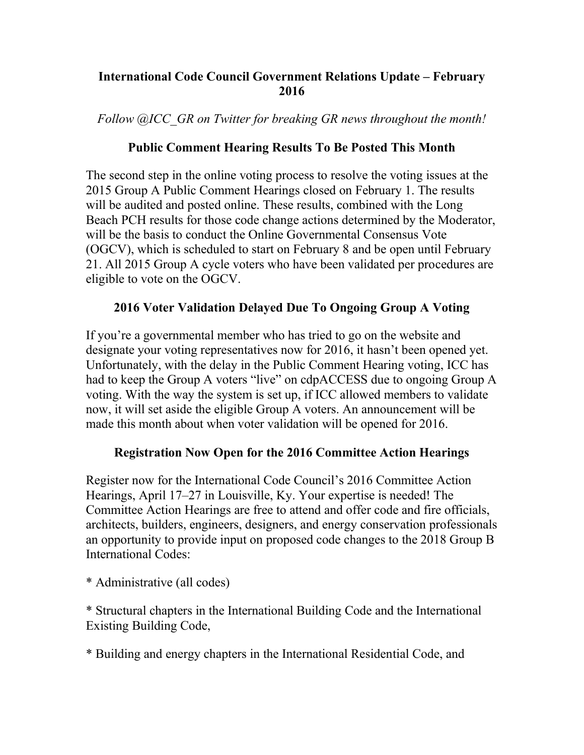# International Code Council Government Relations Update – February 2016

*Follow @ICC_GR on Twitter for breaking GR news throughout the month!*

## Public Comment Hearing Results To Be Posted This Month

The second step in the online voting process to resolve the voting issues at the 2015 Group A Public Comment Hearings closed on February 1. The results will be audited and posted online. These results, combined with the Long Beach PCH results for those code change actions determined by the Moderator, will be the basis to conduct the Online Governmental Consensus Vote (OGCV), which is scheduled to start on February 8 and be open until February 21. All 2015 Group A cycle voters who have been validated per procedures are eligible to vote on the OGCV.

## 2016 Voter Validation Delayed Due To Ongoing Group A Voting

If you're a governmental member who has tried to go on the website and designate your voting representatives now for 2016, it hasn't been opened yet. Unfortunately, with the delay in the Public Comment Hearing voting, ICC has had to keep the Group A voters "live" on cdpACCESS due to ongoing Group A voting. With the way the system is set up, if ICC allowed members to validate now, it will set aside the eligible Group A voters. An announcement will be made this month about when voter validation will be opened for 2016.

## Registration Now Open for the 2016 Committee Action Hearings

Register now for the International Code Council's 2016 Committee Action Hearings, April 17–27 in Louisville, Ky. Your expertise is needed! The Committee Action Hearings are free to attend and offer code and fire officials, architects, builders, engineers, designers, and energy conservation professionals an opportunity to provide input on proposed code changes to the 2018 Group B International Codes:

* Administrative (all codes)

* Structural chapters in the International Building Code and the International Existing Building Code,

* Building and energy chapters in the International Residential Code, and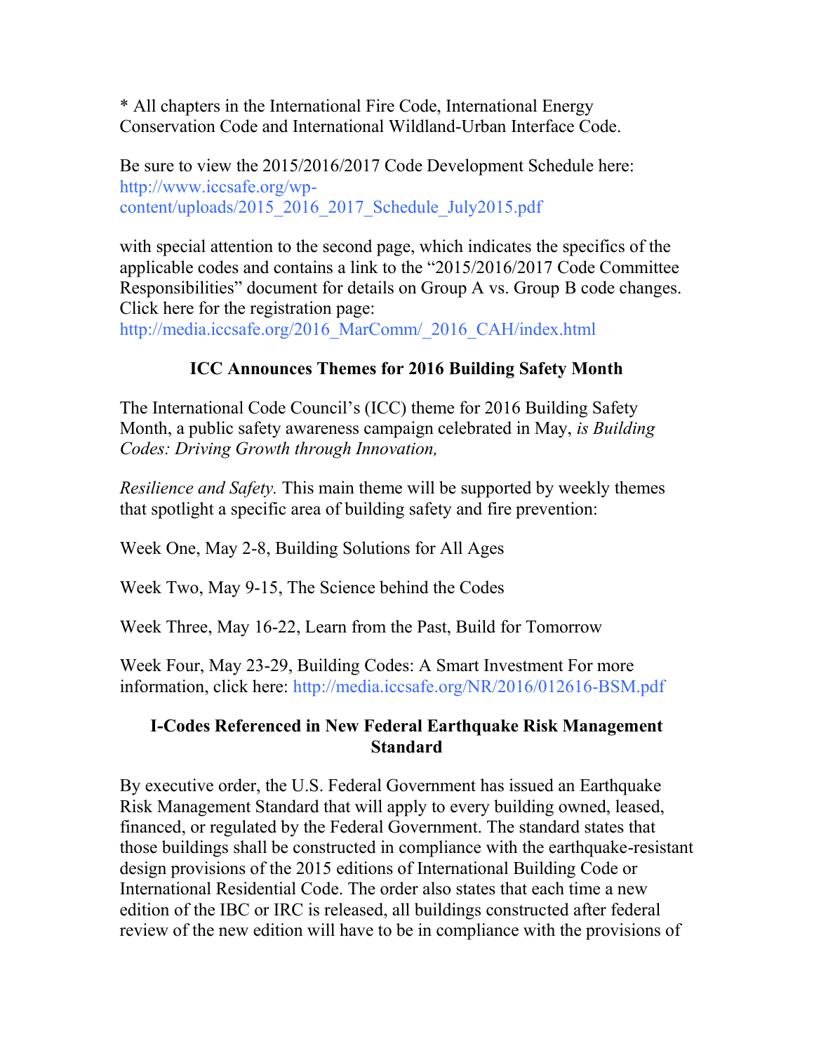* All chapters in the International Fire Code, International Energy Conservation Code and International Wildland-Urban Interface Code.

Be sure to view the 2015/2016/2017 Code Development Schedule here: http://www.iccsafe.org/wp-content/uploads/2015_2016_2017_Schedule_July2015.pdf

with special attention to the second page, which indicates the specifics of the applicable codes and contains a link to the "2015/2016/2017 Code Committee Responsibilities" document for details on Group A vs. Group B code changes. Click here for the registration page: http://media.iccsafe.org/2016_MarComm/_2016_CAH/index.html

## ICC Announces Themes for 2016 Building Safety Month

The International Code Council's (ICC) theme for 2016 Building Safety Month, a public safety awareness campaign celebrated in May, *is Building Codes: Driving Growth through Innovation,*

*Resilience and Safety.* This main theme will be supported by weekly themes that spotlight a specific area of building safety and fire prevention:

Week One, May 2-8, Building Solutions for All Ages

Week Two, May 9-15, The Science behind the Codes

Week Three, May 16-22, Learn from the Past, Build for Tomorrow

Week Four, May 23-29, Building Codes: A Smart Investment For more information, click here: http://media.iccsafe.org/NR/2016/012616-BSM.pdf

## I-Codes Referenced in New Federal Earthquake Risk Management Standard

By executive order, the U.S. Federal Government has issued an Earthquake Risk Management Standard that will apply to every building owned, leased, financed, or regulated by the Federal Government. The standard states that those buildings shall be constructed in compliance with the earthquake-resistant design provisions of the 2015 editions of International Building Code or International Residential Code. The order also states that each time a new edition of the IBC or IRC is released, all buildings constructed after federal review of the new edition will have to be in compliance with the provisions of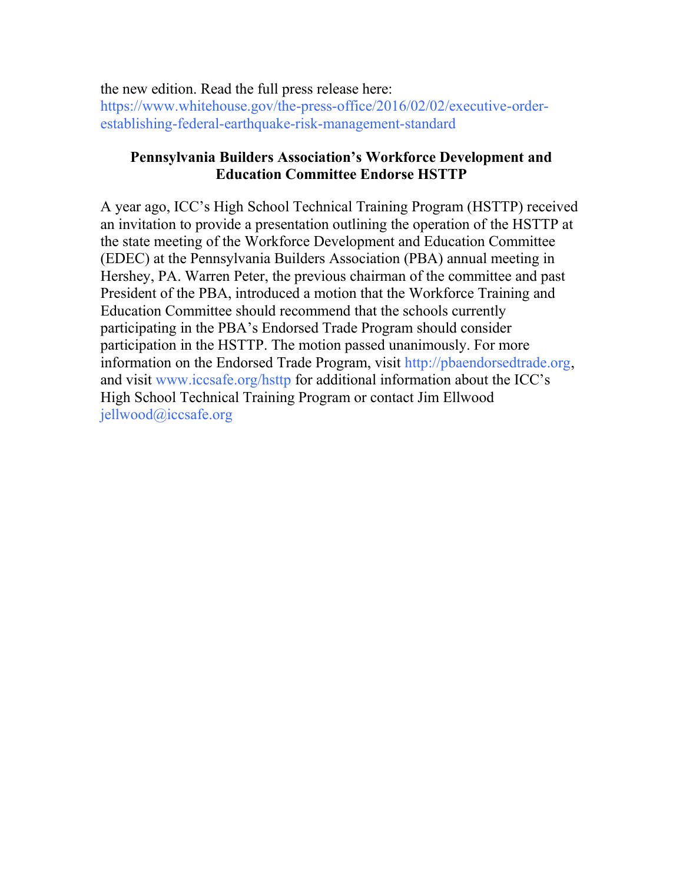the new edition. Read the full press release here: https://www.whitehouse.gov/the-press-office/2016/02/02/executive-order-establishing-federal-earthquake-risk-management-standard

**Pennsylvania Builders Association's Workforce Development and Education Committee Endorse HSTTP**

A year ago, ICC's High School Technical Training Program (HSTTP) received an invitation to provide a presentation outlining the operation of the HSTTP at the state meeting of the Workforce Development and Education Committee (EDEC) at the Pennsylvania Builders Association (PBA) annual meeting in Hershey, PA. Warren Peter, the previous chairman of the committee and past President of the PBA, introduced a motion that the Workforce Training and Education Committee should recommend that the schools currently participating in the PBA's Endorsed Trade Program should consider participation in the HSTTP. The motion passed unanimously. For more information on the Endorsed Trade Program, visit http://pbaendorsedtrade.org, and visit www.iccsafe.org/hsttp for additional information about the ICC's High School Technical Training Program or contact Jim Ellwood jellwood@iccsafe.org